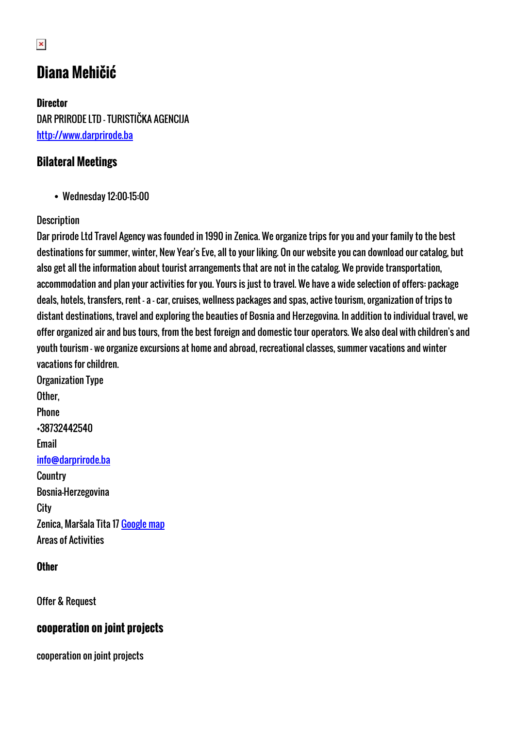# Diana Mehičić

**Director**
DAR PRIRODE LTD - TURISTIČKA AGENCIJA
http://www.darprirode.ba

## Bilateral Meetings

- Wednesday 12:00-15:00

Description
Dar prirode Ltd Travel Agency was founded in 1990 in Zenica. We organize trips for you and your family to the best destinations for summer, winter, New Year's Eve, all to your liking. On our website you can download our catalog, but also get all the information about tourist arrangements that are not in the catalog. We provide transportation, accommodation and plan your activities for you. Yours is just to travel. We have a wide selection of offers: package deals, hotels, transfers, rent - a - car, cruises, wellness packages and spas, active tourism, organization of trips to distant destinations, travel and exploring the beauties of Bosnia and Herzegovina. In addition to individual travel, we offer organized air and bus tours, from the best foreign and domestic tour operators. We also deal with children's and youth tourism - we organize excursions at home and abroad, recreational classes, summer vacations and winter vacations for children.
Organization Type
Other,
Phone
+38732442540
Email
info@darprirode.ba
Country
Bosnia-Herzegovina
City
Zenica, Maršala Tita 17 Google map
Areas of Activities

**Other**

Offer & Request

## cooperation on joint projects

cooperation on joint projects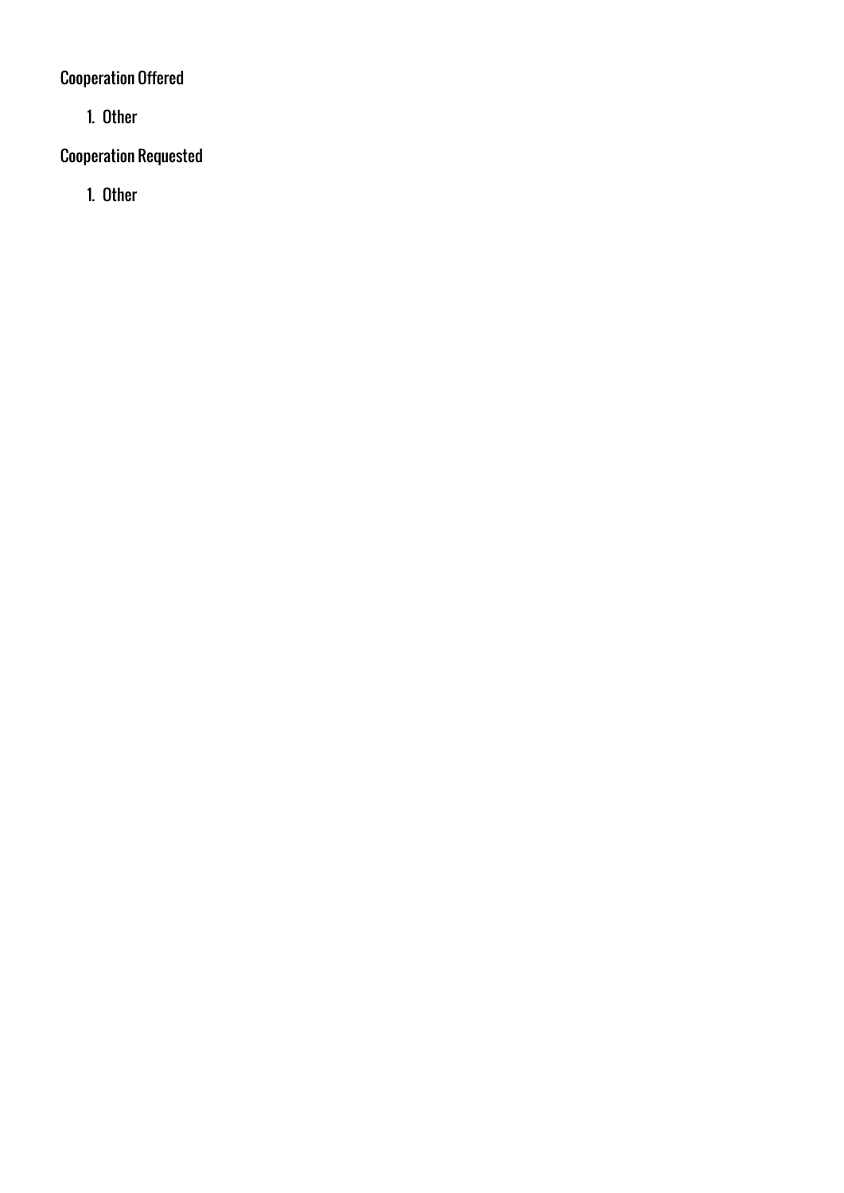Cooperation Offered

1. Other

Cooperation Requested

1. Other